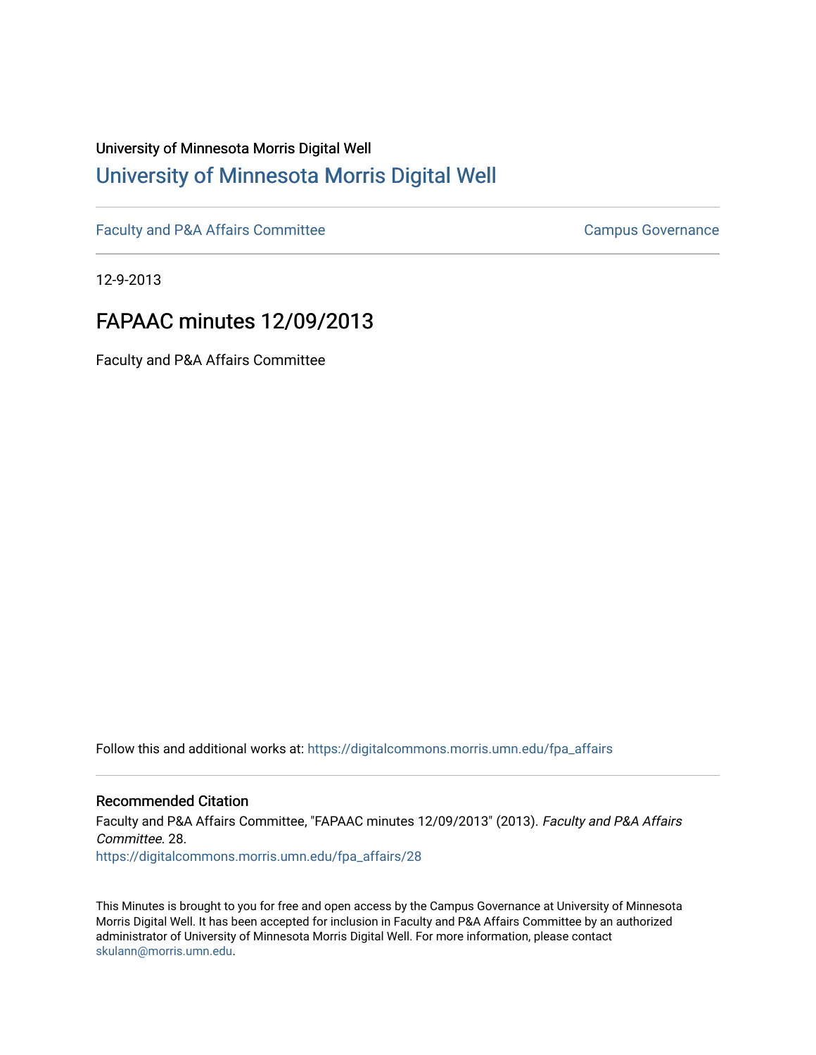University of Minnesota Morris Digital Well

# University of Minnesota Morris Digital Well

Faculty and P&A Affairs Committee | Campus Governance

12-9-2013

## FAPAAC minutes 12/09/2013

Faculty and P&A Affairs Committee

Follow this and additional works at: https://digitalcommons.morris.umn.edu/fpa_affairs

### Recommended Citation

Faculty and P&A Affairs Committee, "FAPAAC minutes 12/09/2013" (2013). *Faculty and P&A Affairs Committee*. 28.
https://digitalcommons.morris.umn.edu/fpa_affairs/28

This Minutes is brought to you for free and open access by the Campus Governance at University of Minnesota Morris Digital Well. It has been accepted for inclusion in Faculty and P&A Affairs Committee by an authorized administrator of University of Minnesota Morris Digital Well. For more information, please contact skulann@morris.umn.edu.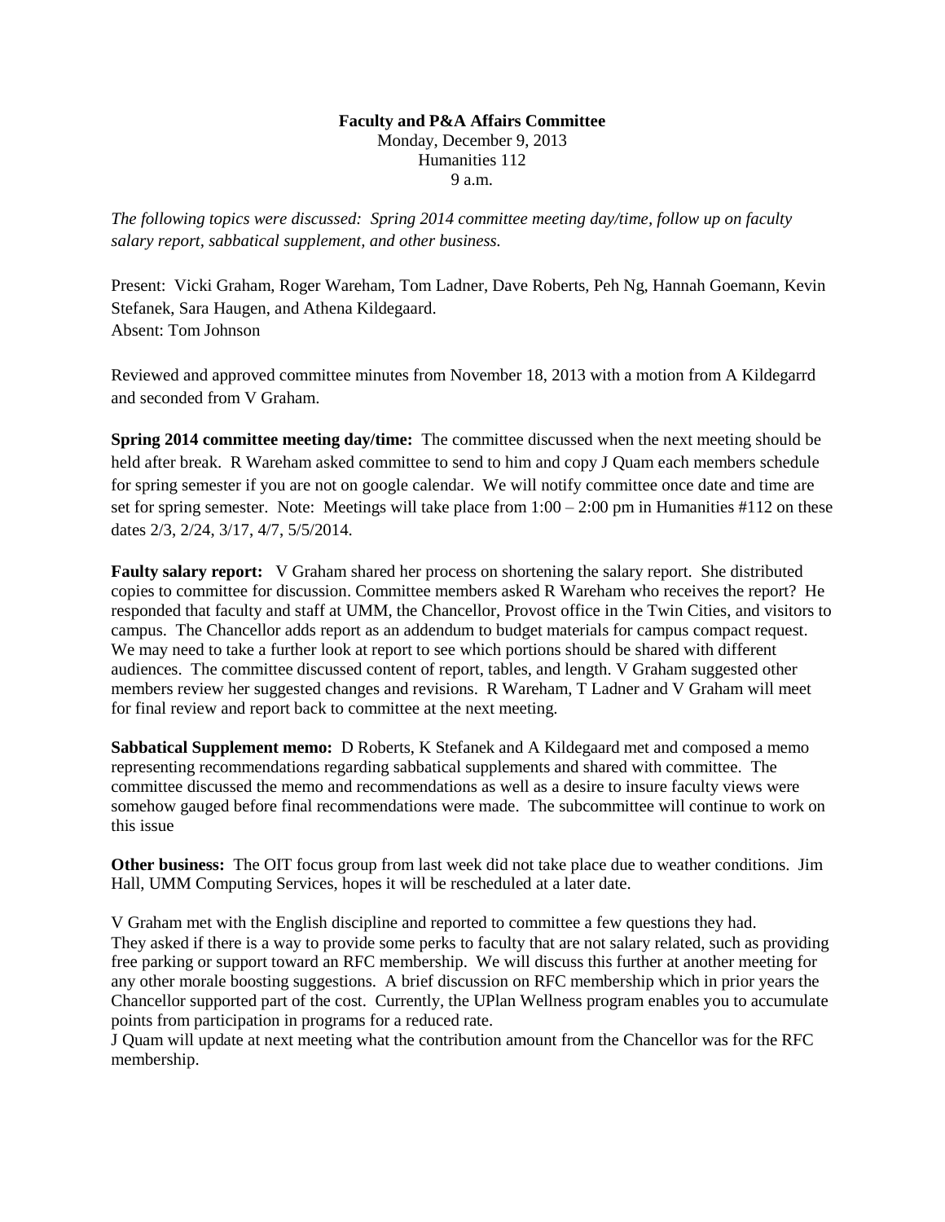**Faculty and P&A Affairs Committee**

Monday, December 9, 2013

Humanities 112

9 a.m.

*The following topics were discussed: Spring 2014 committee meeting day/time, follow up on faculty salary report, sabbatical supplement, and other business.*

Present: Vicki Graham, Roger Wareham, Tom Ladner, Dave Roberts, Peh Ng, Hannah Goemann, Kevin Stefanek, Sara Haugen, and Athena Kildegaard.
Absent: Tom Johnson

Reviewed and approved committee minutes from November 18, 2013 with a motion from A Kildegarrd and seconded from V Graham.

**Spring 2014 committee meeting day/time:** The committee discussed when the next meeting should be held after break. R Wareham asked committee to send to him and copy J Quam each members schedule for spring semester if you are not on google calendar. We will notify committee once date and time are set for spring semester. Note: Meetings will take place from 1:00 – 2:00 pm in Humanities #112 on these dates 2/3, 2/24, 3/17, 4/7, 5/5/2014.

**Faulty salary report:** V Graham shared her process on shortening the salary report. She distributed copies to committee for discussion. Committee members asked R Wareham who receives the report? He responded that faculty and staff at UMM, the Chancellor, Provost office in the Twin Cities, and visitors to campus. The Chancellor adds report as an addendum to budget materials for campus compact request. We may need to take a further look at report to see which portions should be shared with different audiences. The committee discussed content of report, tables, and length. V Graham suggested other members review her suggested changes and revisions. R Wareham, T Ladner and V Graham will meet for final review and report back to committee at the next meeting.

**Sabbatical Supplement memo:** D Roberts, K Stefanek and A Kildegaard met and composed a memo representing recommendations regarding sabbatical supplements and shared with committee. The committee discussed the memo and recommendations as well as a desire to insure faculty views were somehow gauged before final recommendations were made. The subcommittee will continue to work on this issue

**Other business:** The OIT focus group from last week did not take place due to weather conditions. Jim Hall, UMM Computing Services, hopes it will be rescheduled at a later date.

V Graham met with the English discipline and reported to committee a few questions they had.
They asked if there is a way to provide some perks to faculty that are not salary related, such as providing free parking or support toward an RFC membership. We will discuss this further at another meeting for any other morale boosting suggestions. A brief discussion on RFC membership which in prior years the Chancellor supported part of the cost. Currently, the UPlan Wellness program enables you to accumulate points from participation in programs for a reduced rate.
J Quam will update at next meeting what the contribution amount from the Chancellor was for the RFC membership.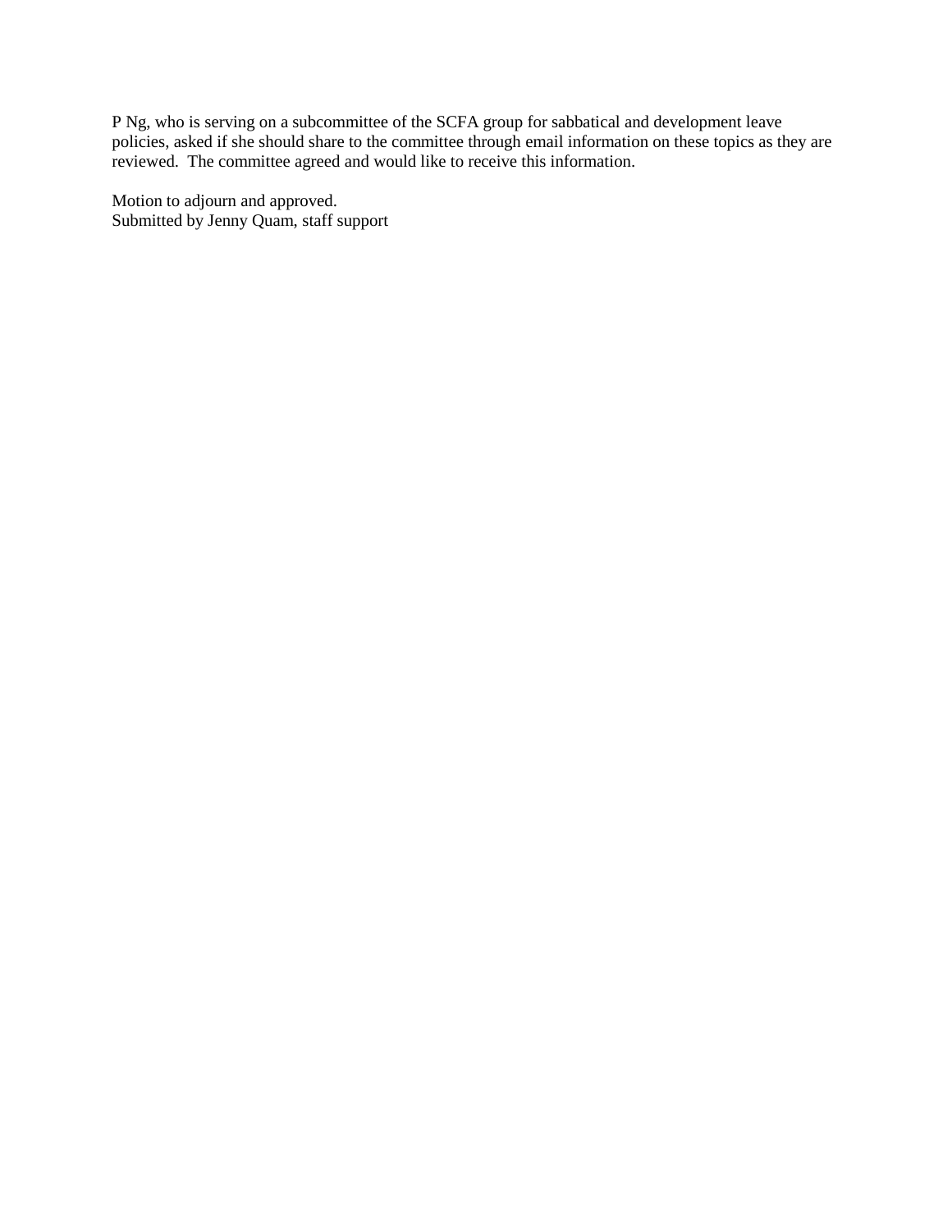P Ng, who is serving on a subcommittee of the SCFA group for sabbatical and development leave policies, asked if she should share to the committee through email information on these topics as they are reviewed. The committee agreed and would like to receive this information.

Motion to adjourn and approved.
Submitted by Jenny Quam, staff support